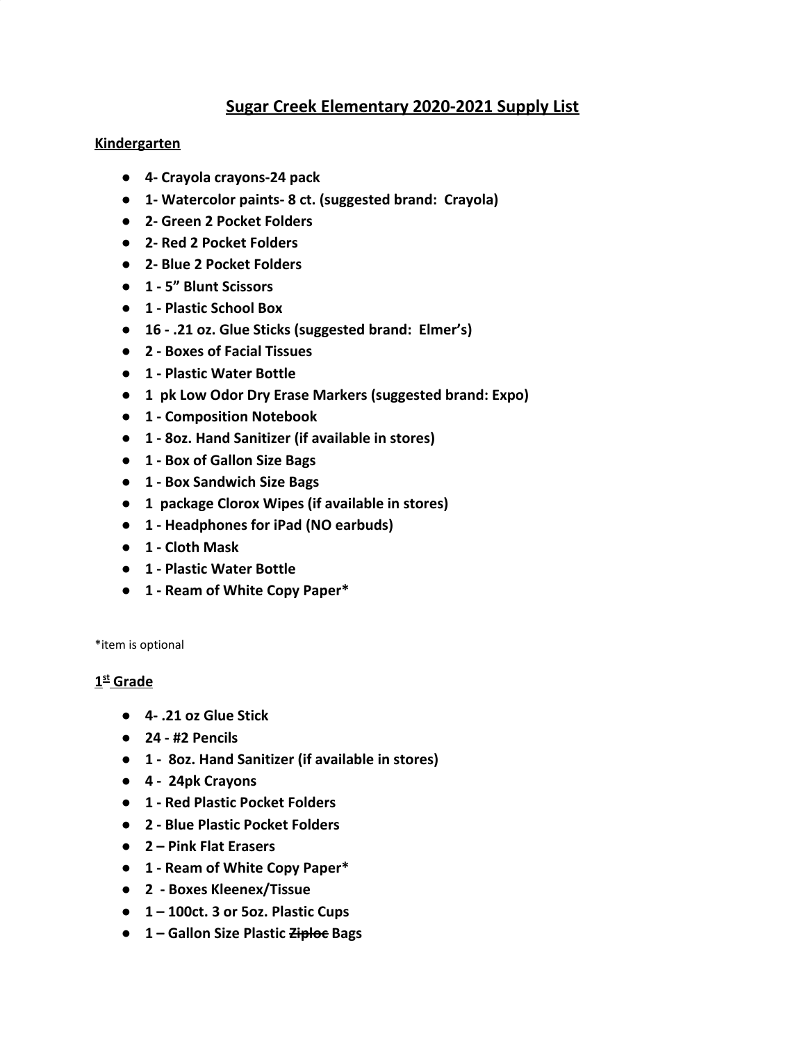# Sugar Creek Elementary 2020-2021 Supply List

## Kindergarten

- **4- Crayola crayons-24 pack**
- **1- Watercolor paints- 8 ct. (suggested brand: Crayola)**
- **2- Green 2 Pocket Folders**
- **2- Red 2 Pocket Folders**
- **2- Blue 2 Pocket Folders**
- **1 - 5" Blunt Scissors**
- **1 - Plastic School Box**
- **16 - .21 oz. Glue Sticks (suggested brand: Elmer's)**
- **2 - Boxes of Facial Tissues**
- **1 - Plastic Water Bottle**
- **1 pk Low Odor Dry Erase Markers (suggested brand: Expo)**
- **1 - Composition Notebook**
- **1 - 8oz. Hand Sanitizer (if available in stores)**
- **1 - Box of Gallon Size Bags**
- **1 - Box Sandwich Size Bags**
- **1 package Clorox Wipes (if available in stores)**
- **1 - Headphones for iPad (NO earbuds)**
- **1 - Cloth Mask**
- **1 - Plastic Water Bottle**
- **1 - Ream of White Copy Paper***

*item is optional

## 1st Grade

- **4- .21 oz Glue Stick**
- **24 - #2 Pencils**
- **1 - 8oz. Hand Sanitizer (if available in stores)**
- **4 - 24pk Crayons**
- **1 - Red Plastic Pocket Folders**
- **2 - Blue Plastic Pocket Folders**
- **2 – Pink Flat Erasers**
- **1 - Ream of White Copy Paper***
- **2 - Boxes Kleenex/Tissue**
- **1 – 100ct. 3 or 5oz. Plastic Cups**
- **1 – Gallon Size Plastic ~~Ziploc~~ Bags**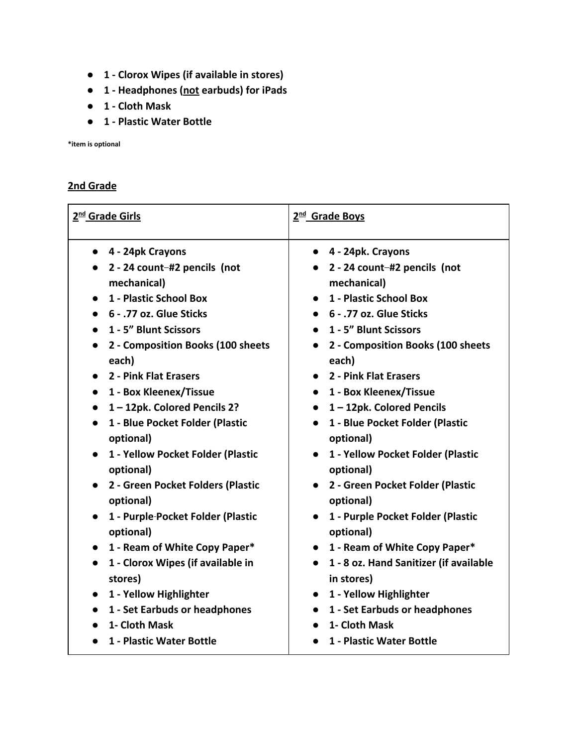- **1 - Clorox Wipes (if available in stores)**
- **1 - Headphones (<u>not</u> earbuds) for iPads**
- **1 - Cloth Mask**
- **1 - Plastic Water Bottle**

***item is optional**

## <u>2nd Grade</u>

| <u>2nd Grade Girls</u> | <u>2nd Grade Boys</u> |
|---|---|
| • 4 - 24pk Crayons<br>• 2 - 24 count–#2 pencils (not mechanical)<br>• 1 - Plastic School Box<br>• 6 - .77 oz. Glue Sticks<br>• 1 - 5" Blunt Scissors<br>• 2 - Composition Books (100 sheets each)<br>• 2 - Pink Flat Erasers<br>• 1 - Box Kleenex/Tissue<br>• 1 – 12pk. Colored Pencils 2?<br>• 1 - Blue Pocket Folder (Plastic optional)<br>• 1 - Yellow Pocket Folder (Plastic optional)<br>• 2 - Green Pocket Folders (Plastic optional)<br>• 1 - Purple-Pocket Folder (Plastic optional)<br>• 1 - Ream of White Copy Paper*<br>• 1 - Clorox Wipes (if available in stores)<br>• 1 - Yellow Highlighter<br>• 1 - Set Earbuds or headphones<br>• 1- Cloth Mask<br>• 1 - Plastic Water Bottle | • 4 - 24pk. Crayons<br>• 2 - 24 count–#2 pencils (not mechanical)<br>• 1 - Plastic School Box<br>• 6 - .77 oz. Glue Sticks<br>• 1 - 5" Blunt Scissors<br>• 2 - Composition Books (100 sheets each)<br>• 2 - Pink Flat Erasers<br>• 1 - Box Kleenex/Tissue<br>• 1 – 12pk. Colored Pencils<br>• 1 - Blue Pocket Folder (Plastic optional)<br>• 1 - Yellow Pocket Folder (Plastic optional)<br>• 2 - Green Pocket Folder (Plastic optional)<br>• 1 - Purple Pocket Folder (Plastic optional)<br>• 1 - Ream of White Copy Paper*<br>• 1 - 8 oz. Hand Sanitizer (if available in stores)<br>• 1 - Yellow Highlighter<br>• 1 - Set Earbuds or headphones<br>• 1- Cloth Mask<br>• 1 - Plastic Water Bottle |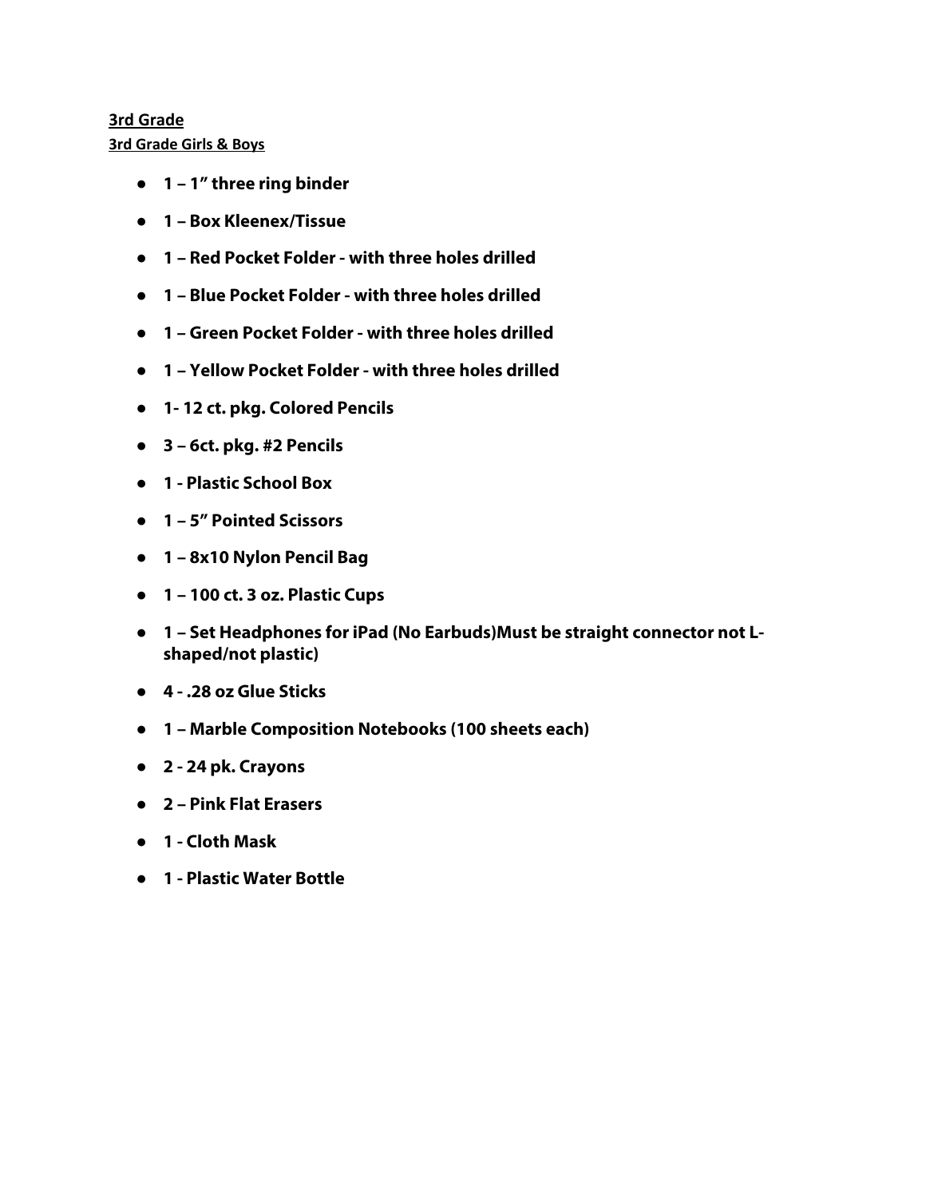## 3rd Grade

### 3rd Grade Girls & Boys

- **1 – 1” three ring binder**
- **1 – Box Kleenex/Tissue**
- **1 – Red Pocket Folder - with three holes drilled**
- **1 – Blue Pocket Folder - with three holes drilled**
- **1 – Green Pocket Folder - with three holes drilled**
- **1 – Yellow Pocket Folder - with three holes drilled**
- **1- 12 ct. pkg. Colored Pencils**
- **3 – 6ct. pkg. #2 Pencils**
- **1 - Plastic School Box**
- **1 – 5” Pointed Scissors**
- **1 – 8x10 Nylon Pencil Bag**
- **1 – 100 ct. 3 oz. Plastic Cups**
- **1 – Set Headphones for iPad (No Earbuds)Must be straight connector not L-shaped/not plastic)**
- **4 - .28 oz Glue Sticks**
- **1 – Marble Composition Notebooks (100 sheets each)**
- **2 - 24 pk. Crayons**
- **2 – Pink Flat Erasers**
- **1 - Cloth Mask**
- **1 - Plastic Water Bottle**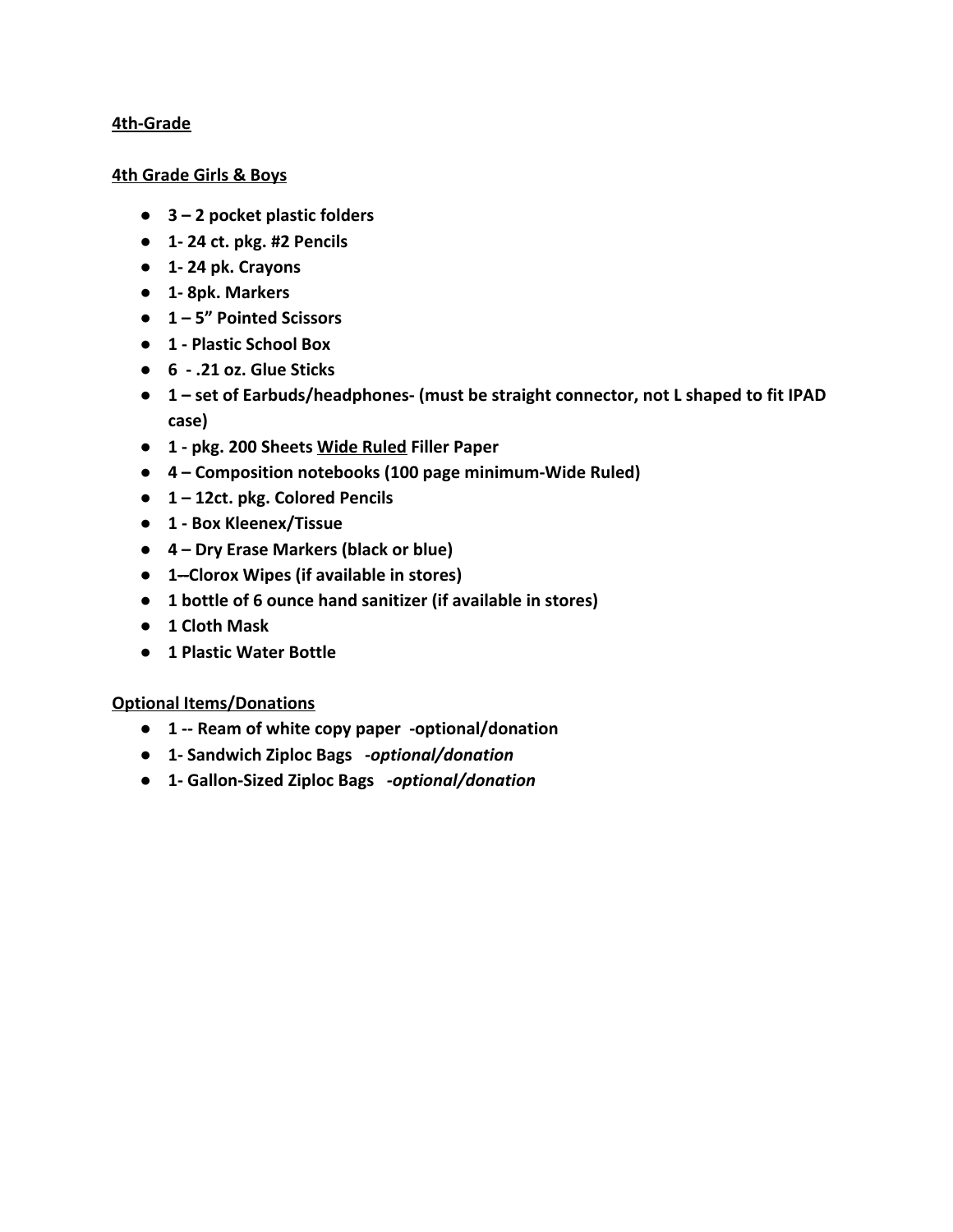## 4th-Grade

### 4th Grade Girls & Boys

- **3 – 2 pocket plastic folders**
- **1- 24 ct. pkg. #2 Pencils**
- **1- 24 pk. Crayons**
- **1- 8pk. Markers**
- **1 – 5" Pointed Scissors**
- **1 - Plastic School Box**
- **6 - .21 oz. Glue Sticks**
- **1 – set of Earbuds/headphones- (must be straight connector, not L shaped to fit IPAD case)**
- **1 - pkg. 200 Sheets <u>Wide Ruled</u> Filler Paper**
- **4 – Composition notebooks (100 page minimum-Wide Ruled)**
- **1 – 12ct. pkg. Colored Pencils**
- **1 - Box Kleenex/Tissue**
- **4 – Dry Erase Markers (black or blue)**
- **1–Clorox Wipes (if available in stores)**
- **1 bottle of 6 ounce hand sanitizer (if available in stores)**
- **1 Cloth Mask**
- **1 Plastic Water Bottle**

### Optional Items/Donations

- **1 -- Ream of white copy paper -optional/donation**
- **1- Sandwich Ziploc Bags** ***-optional/donation***
- **1- Gallon-Sized Ziploc Bags** ***-optional/donation***